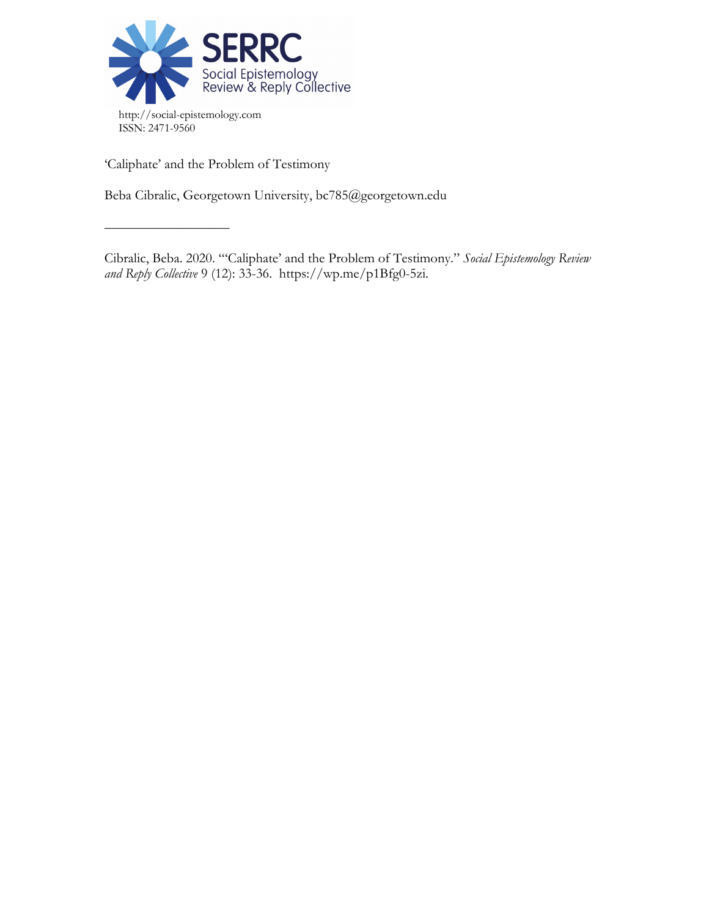SERRC
Social Epistemology Review & Reply Collective

http://social-epistemology.com
ISSN: 2471-9560

# 'Caliphate' and the Problem of Testimony

Beba Cibralic, Georgetown University, bc785@georgetown.edu

---

Cibralic, Beba. 2020. "'Caliphate' and the Problem of Testimony." *Social Epistemology Review and Reply Collective* 9 (12): 33-36. https://wp.me/p1Bfg0-5zi.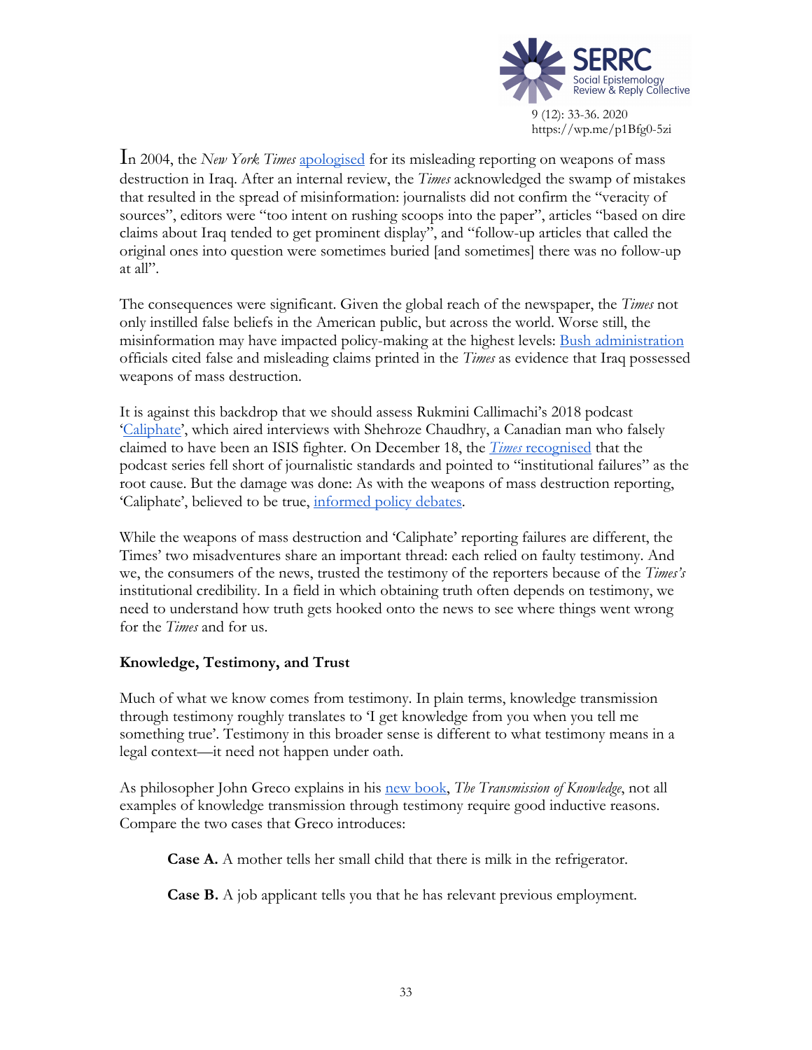In 2004, the *New York Times* apologised for its misleading reporting on weapons of mass destruction in Iraq. After an internal review, the *Times* acknowledged the swamp of mistakes that resulted in the spread of misinformation: journalists did not confirm the "veracity of sources", editors were "too intent on rushing scoops into the paper", articles "based on dire claims about Iraq tended to get prominent display", and "follow-up articles that called the original ones into question were sometimes buried [and sometimes] there was no follow-up at all".

The consequences were significant. Given the global reach of the newspaper, the *Times* not only instilled false beliefs in the American public, but across the world. Worse still, the misinformation may have impacted policy-making at the highest levels: Bush administration officials cited false and misleading claims printed in the *Times* as evidence that Iraq possessed weapons of mass destruction.

It is against this backdrop that we should assess Rukmini Callimachi's 2018 podcast 'Caliphate', which aired interviews with Shehroze Chaudhry, a Canadian man who falsely claimed to have been an ISIS fighter. On December 18, the *Times* recognised that the podcast series fell short of journalistic standards and pointed to "institutional failures" as the root cause. But the damage was done: As with the weapons of mass destruction reporting, 'Caliphate', believed to be true, informed policy debates.

While the weapons of mass destruction and 'Caliphate' reporting failures are different, the Times' two misadventures share an important thread: each relied on faulty testimony. And we, the consumers of the news, trusted the testimony of the reporters because of the *Times's* institutional credibility. In a field in which obtaining truth often depends on testimony, we need to understand how truth gets hooked onto the news to see where things went wrong for the *Times* and for us.

### Knowledge, Testimony, and Trust

Much of what we know comes from testimony. In plain terms, knowledge transmission through testimony roughly translates to 'I get knowledge from you when you tell me something true'. Testimony in this broader sense is different to what testimony means in a legal context—it need not happen under oath.

As philosopher John Greco explains in his new book, *The Transmission of Knowledge*, not all examples of knowledge transmission through testimony require good inductive reasons. Compare the two cases that Greco introduces:

> **Case A.** A mother tells her small child that there is milk in the refrigerator.
>
> **Case B.** A job applicant tells you that he has relevant previous employment.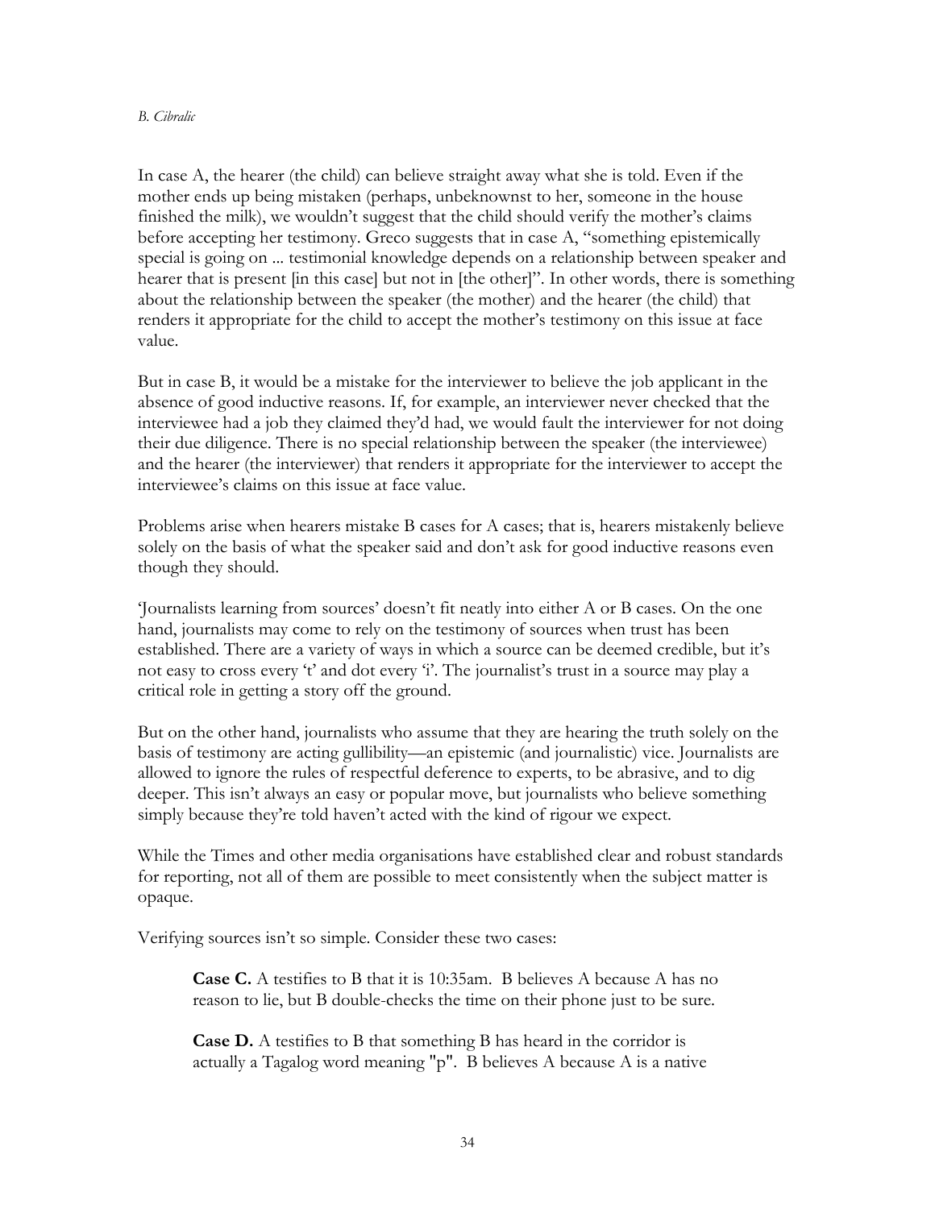In case A, the hearer (the child) can believe straight away what she is told. Even if the mother ends up being mistaken (perhaps, unbeknownst to her, someone in the house finished the milk), we wouldn't suggest that the child should verify the mother's claims before accepting her testimony. Greco suggests that in case A, "something epistemically special is going on ... testimonial knowledge depends on a relationship between speaker and hearer that is present [in this case] but not in [the other]". In other words, there is something about the relationship between the speaker (the mother) and the hearer (the child) that renders it appropriate for the child to accept the mother's testimony on this issue at face value.

But in case B, it would be a mistake for the interviewer to believe the job applicant in the absence of good inductive reasons. If, for example, an interviewer never checked that the interviewee had a job they claimed they'd had, we would fault the interviewer for not doing their due diligence. There is no special relationship between the speaker (the interviewee) and the hearer (the interviewer) that renders it appropriate for the interviewer to accept the interviewee's claims on this issue at face value.

Problems arise when hearers mistake B cases for A cases; that is, hearers mistakenly believe solely on the basis of what the speaker said and don't ask for good inductive reasons even though they should.

'Journalists learning from sources' doesn't fit neatly into either A or B cases. On the one hand, journalists may come to rely on the testimony of sources when trust has been established. There are a variety of ways in which a source can be deemed credible, but it's not easy to cross every 't' and dot every 'i'. The journalist's trust in a source may play a critical role in getting a story off the ground.

But on the other hand, journalists who assume that they are hearing the truth solely on the basis of testimony are acting gullibility—an epistemic (and journalistic) vice. Journalists are allowed to ignore the rules of respectful deference to experts, to be abrasive, and to dig deeper. This isn't always an easy or popular move, but journalists who believe something simply because they're told haven't acted with the kind of rigour we expect.

While the Times and other media organisations have established clear and robust standards for reporting, not all of them are possible to meet consistently when the subject matter is opaque.

Verifying sources isn't so simple. Consider these two cases:

> **Case C.** A testifies to B that it is 10:35am. B believes A because A has no reason to lie, but B double-checks the time on their phone just to be sure.
>
> **Case D.** A testifies to B that something B has heard in the corridor is actually a Tagalog word meaning "p". B believes A because A is a native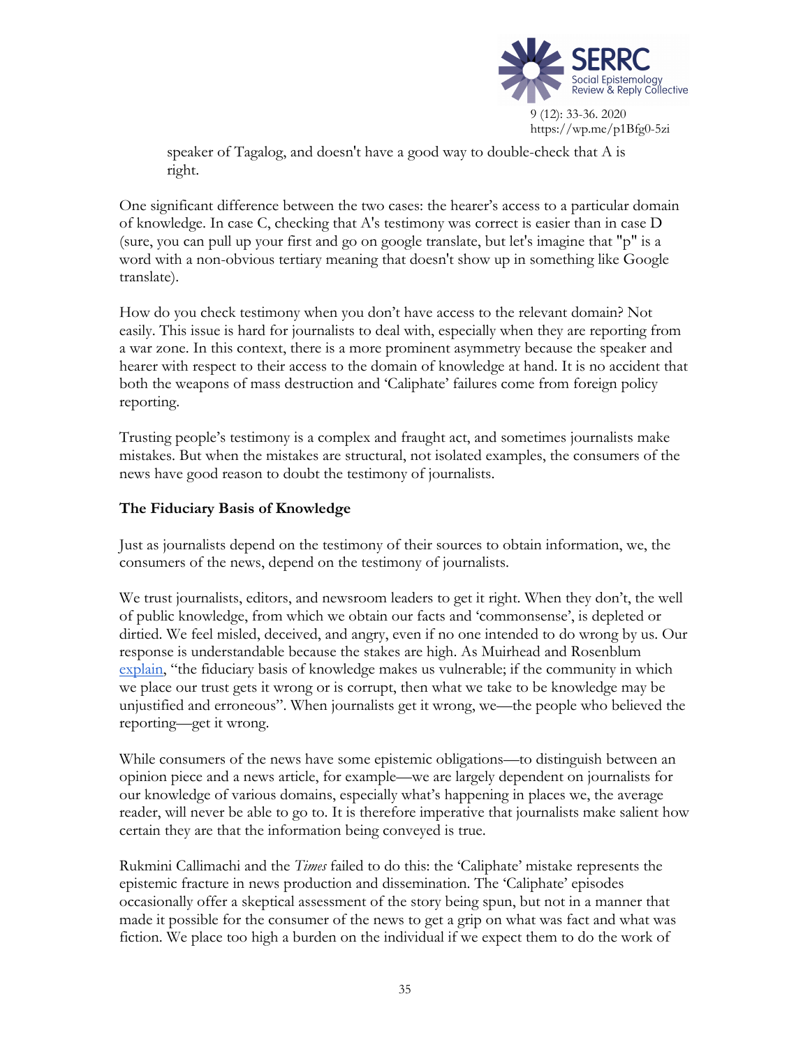speaker of Tagalog, and doesn't have a good way to double-check that A is right.

One significant difference between the two cases: the hearer's access to a particular domain of knowledge. In case C, checking that A's testimony was correct is easier than in case D (sure, you can pull up your first and go on google translate, but let's imagine that "p" is a word with a non-obvious tertiary meaning that doesn't show up in something like Google translate).

How do you check testimony when you don't have access to the relevant domain? Not easily. This issue is hard for journalists to deal with, especially when they are reporting from a war zone. In this context, there is a more prominent asymmetry because the speaker and hearer with respect to their access to the domain of knowledge at hand. It is no accident that both the weapons of mass destruction and 'Caliphate' failures come from foreign policy reporting.

Trusting people's testimony is a complex and fraught act, and sometimes journalists make mistakes. But when the mistakes are structural, not isolated examples, the consumers of the news have good reason to doubt the testimony of journalists.

### The Fiduciary Basis of Knowledge

Just as journalists depend on the testimony of their sources to obtain information, we, the consumers of the news, depend on the testimony of journalists.

We trust journalists, editors, and newsroom leaders to get it right. When they don't, the well of public knowledge, from which we obtain our facts and 'commonsense', is depleted or dirtied. We feel misled, deceived, and angry, even if no one intended to do wrong by us. Our response is understandable because the stakes are high. As Muirhead and Rosenblum [explain](), "the fiduciary basis of knowledge makes us vulnerable; if the community in which we place our trust gets it wrong or is corrupt, then what we take to be knowledge may be unjustified and erroneous". When journalists get it wrong, we—the people who believed the reporting—get it wrong.

While consumers of the news have some epistemic obligations—to distinguish between an opinion piece and a news article, for example—we are largely dependent on journalists for our knowledge of various domains, especially what's happening in places we, the average reader, will never be able to go to. It is therefore imperative that journalists make salient how certain they are that the information being conveyed is true.

Rukmini Callimachi and the *Times* failed to do this: the 'Caliphate' mistake represents the epistemic fracture in news production and dissemination. The 'Caliphate' episodes occasionally offer a skeptical assessment of the story being spun, but not in a manner that made it possible for the consumer of the news to get a grip on what was fact and what was fiction. We place too high a burden on the individual if we expect them to do the work of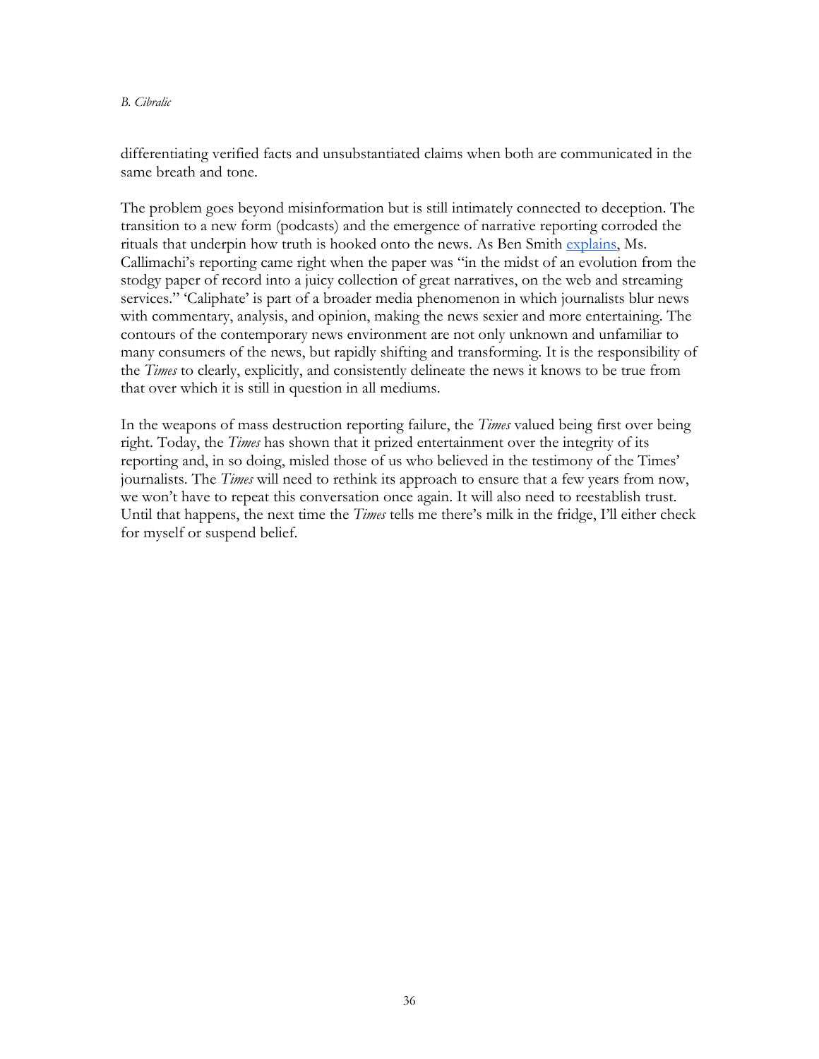differentiating verified facts and unsubstantiated claims when both are communicated in the same breath and tone.

The problem goes beyond misinformation but is still intimately connected to deception. The transition to a new form (podcasts) and the emergence of narrative reporting corroded the rituals that underpin how truth is hooked onto the news. As Ben Smith [explains](), Ms. Callimachi's reporting came right when the paper was "in the midst of an evolution from the stodgy paper of record into a juicy collection of great narratives, on the web and streaming services." 'Caliphate' is part of a broader media phenomenon in which journalists blur news with commentary, analysis, and opinion, making the news sexier and more entertaining. The contours of the contemporary news environment are not only unknown and unfamiliar to many consumers of the news, but rapidly shifting and transforming. It is the responsibility of the *Times* to clearly, explicitly, and consistently delineate the news it knows to be true from that over which it is still in question in all mediums.

In the weapons of mass destruction reporting failure, the *Times* valued being first over being right. Today, the *Times* has shown that it prized entertainment over the integrity of its reporting and, in so doing, misled those of us who believed in the testimony of the Times' journalists. The *Times* will need to rethink its approach to ensure that a few years from now, we won't have to repeat this conversation once again. It will also need to reestablish trust. Until that happens, the next time the *Times* tells me there's milk in the fridge, I'll either check for myself or suspend belief.